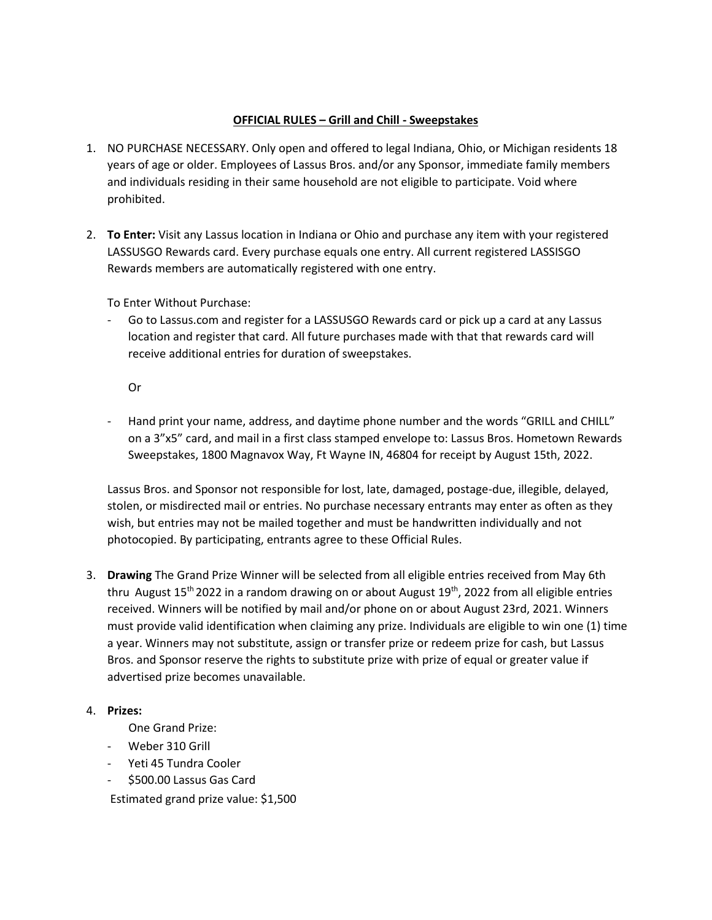**OFFICIAL RULES – Grill and Chill - Sweepstakes**

1. NO PURCHASE NECESSARY. Only open and offered to legal Indiana, Ohio, or Michigan residents 18 years of age or older. Employees of Lassus Bros. and/or any Sponsor, immediate family members and individuals residing in their same household are not eligible to participate. Void where prohibited.

2. **To Enter:** Visit any Lassus location in Indiana or Ohio and purchase any item with your registered LASSUSGO Rewards card. Every purchase equals one entry. All current registered LASSISGO Rewards members are automatically registered with one entry.

   To Enter Without Purchase:

   - Go to Lassus.com and register for a LASSUSGO Rewards card or pick up a card at any Lassus location and register that card. All future purchases made with that that rewards card will receive additional entries for duration of sweepstakes.

     Or

   - Hand print your name, address, and daytime phone number and the words "GRILL and CHILL" on a 3"x5" card, and mail in a first class stamped envelope to: Lassus Bros. Hometown Rewards Sweepstakes, 1800 Magnavox Way, Ft Wayne IN, 46804 for receipt by August 15th, 2022.

   Lassus Bros. and Sponsor not responsible for lost, late, damaged, postage-due, illegible, delayed, stolen, or misdirected mail or entries. No purchase necessary entrants may enter as often as they wish, but entries may not be mailed together and must be handwritten individually and not photocopied. By participating, entrants agree to these Official Rules.

3. **Drawing** The Grand Prize Winner will be selected from all eligible entries received from May 6th thru August 15th 2022 in a random drawing on or about August 19th, 2022 from all eligible entries received. Winners will be notified by mail and/or phone on or about August 23rd, 2021. Winners must provide valid identification when claiming any prize. Individuals are eligible to win one (1) time a year. Winners may not substitute, assign or transfer prize or redeem prize for cash, but Lassus Bros. and Sponsor reserve the rights to substitute prize with prize of equal or greater value if advertised prize becomes unavailable.

4. **Prizes:**

   One Grand Prize:

   - Weber 310 Grill
   - Yeti 45 Tundra Cooler
   - $500.00 Lassus Gas Card

   Estimated grand prize value: $1,500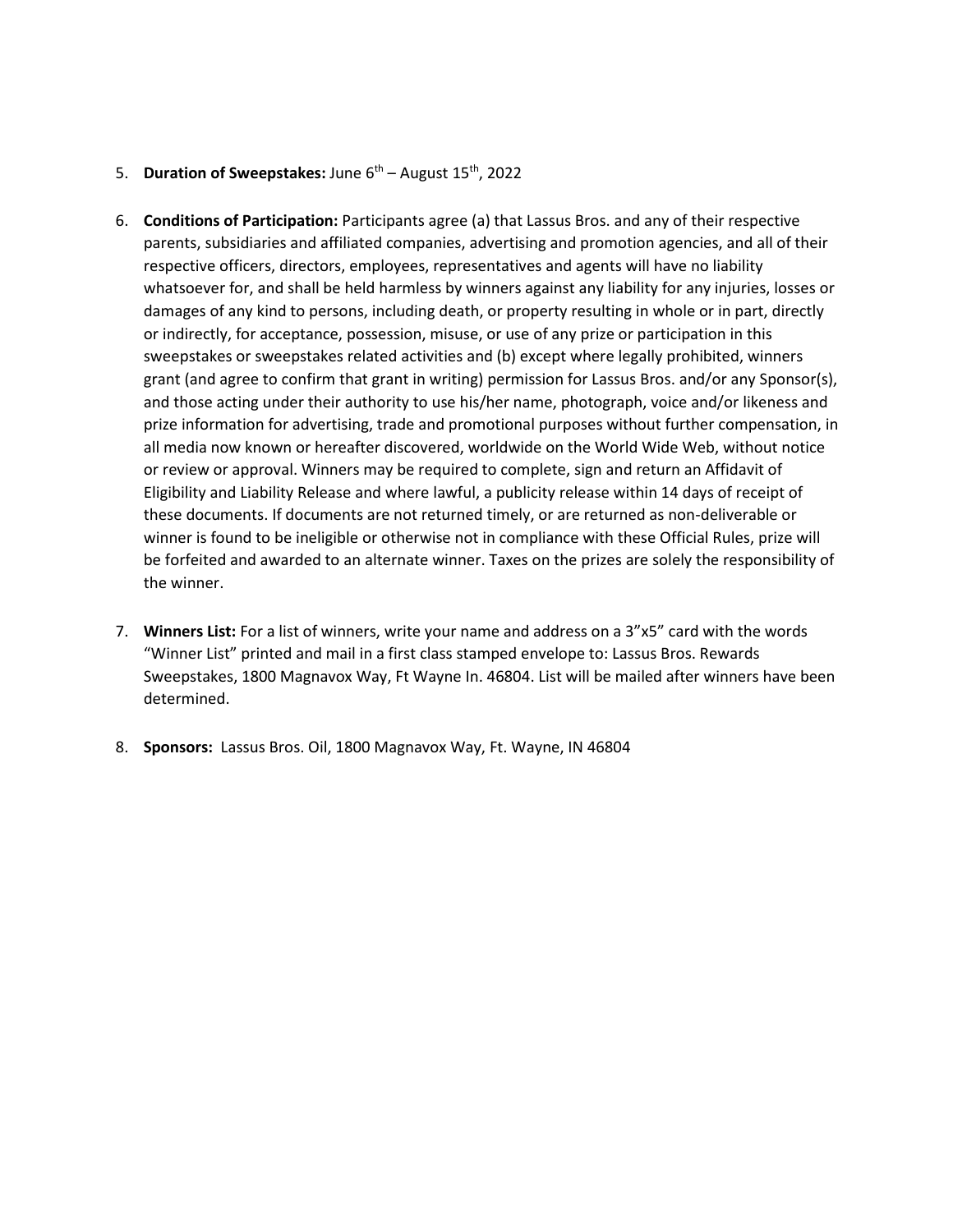5. **Duration of Sweepstakes:** June 6th – August 15th, 2022

6. **Conditions of Participation:** Participants agree (a) that Lassus Bros. and any of their respective parents, subsidiaries and affiliated companies, advertising and promotion agencies, and all of their respective officers, directors, employees, representatives and agents will have no liability whatsoever for, and shall be held harmless by winners against any liability for any injuries, losses or damages of any kind to persons, including death, or property resulting in whole or in part, directly or indirectly, for acceptance, possession, misuse, or use of any prize or participation in this sweepstakes or sweepstakes related activities and (b) except where legally prohibited, winners grant (and agree to confirm that grant in writing) permission for Lassus Bros. and/or any Sponsor(s), and those acting under their authority to use his/her name, photograph, voice and/or likeness and prize information for advertising, trade and promotional purposes without further compensation, in all media now known or hereafter discovered, worldwide on the World Wide Web, without notice or review or approval. Winners may be required to complete, sign and return an Affidavit of Eligibility and Liability Release and where lawful, a publicity release within 14 days of receipt of these documents. If documents are not returned timely, or are returned as non-deliverable or winner is found to be ineligible or otherwise not in compliance with these Official Rules, prize will be forfeited and awarded to an alternate winner. Taxes on the prizes are solely the responsibility of the winner.

7. **Winners List:** For a list of winners, write your name and address on a 3"x5" card with the words "Winner List" printed and mail in a first class stamped envelope to: Lassus Bros. Rewards Sweepstakes, 1800 Magnavox Way, Ft Wayne In. 46804. List will be mailed after winners have been determined.

8. **Sponsors:** Lassus Bros. Oil, 1800 Magnavox Way, Ft. Wayne, IN 46804